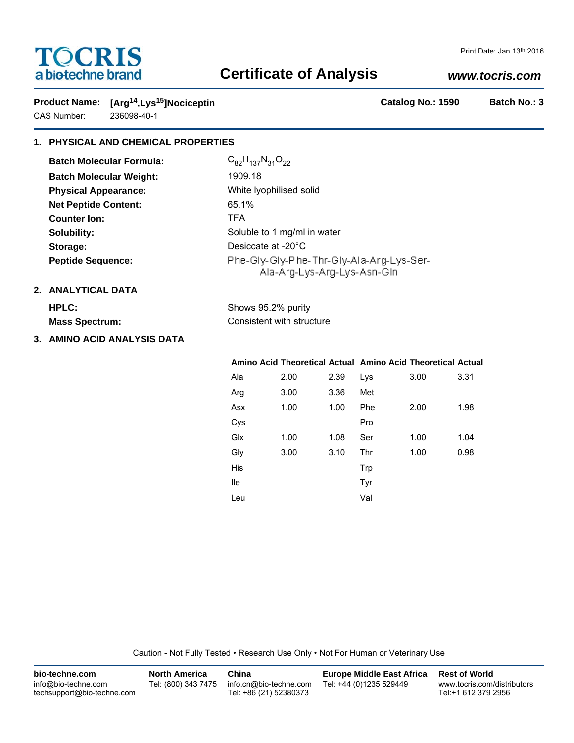TOCRIS
a biotechne brand

Print Date: Jan 13th 2016

# Certificate of Analysis

***www.tocris.com***

**Product Name:** **[$Arg^{14}$,$Lys^{15}$]Nociceptin** **Catalog No.: 1590** **Batch No.: 3**

CAS Number: 236098-40-1

## 1. PHYSICAL AND CHEMICAL PROPERTIES

**Batch Molecular Formula:** $C_{82}H_{137}N_{31}O_{22}$

**Batch Molecular Weight:** 1909.18

**Physical Appearance:** White lyophilised solid

**Net Peptide Content:** 65.1%

**Counter Ion:** TFA

**Solubility:** Soluble to 1 mg/ml in water

**Storage:** Desiccate at -20°C

**Peptide Sequence:** Phe-Gly-Gly-Phe-Thr-Gly-Ala-Arg-Lys-Ser-Ala-Arg-Lys-Arg-Lys-Asn-Gln

## 2. ANALYTICAL DATA

**HPLC:** Shows 95.2% purity

**Mass Spectrum:** Consistent with structure

## 3. AMINO ACID ANALYSIS DATA

| Amino Acid | Theoretical | Actual | Amino Acid | Theoretical | Actual |
|---|---|---|---|---|---|
| Ala | 2.00 | 2.39 | Lys | 3.00 | 3.31 |
| Arg | 3.00 | 3.36 | Met | | |
| Asx | 1.00 | 1.00 | Phe | 2.00 | 1.98 |
| Cys | | | Pro | | |
| Glx | 1.00 | 1.08 | Ser | 1.00 | 1.04 |
| Gly | 3.00 | 3.10 | Thr | 1.00 | 0.98 |
| His | | | Trp | | |
| Ile | | | Tyr | | |
| Leu | | | Val | | |

Caution - Not Fully Tested • Research Use Only • Not For Human or Veterinary Use

**bio-techne.com**
info@bio-techne.com
techsupport@bio-techne.com

**North America**
Tel: (800) 343 7475

**China**
info.cn@bio-techne.com
Tel: +86 (21) 52380373

**Europe Middle East Africa**
Tel: +44 (0)1235 529449

**Rest of World**
www.tocris.com/distributors
Tel:+1 612 379 2956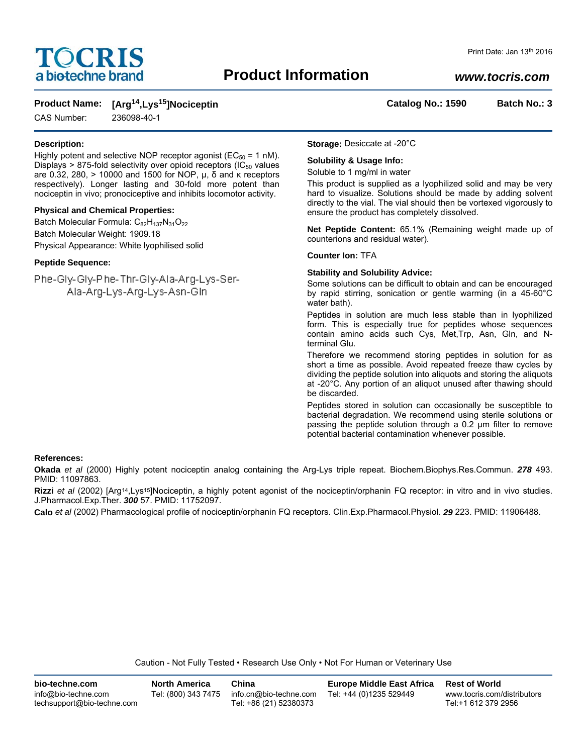# Product Information

**Product Name:** **[Arg[14],Lys[15]]Nociceptin**

CAS Number: 236098-40-1

**Catalog No.: 1590** **Batch No.: 3**

Print Date: Jan 13th 2016

### Description:

Highly potent and selective NOP receptor agonist ($EC_{50}$ = 1 nM). Displays > 875-fold selectivity over opioid receptors ($IC_{50}$ values are 0.32, 280, > 10000 and 1500 for NOP, μ, δ and κ receptors respectively). Longer lasting and 30-fold more potent than nociceptin in vivo; pronociceptive and inhibits locomotor activity.

### Physical and Chemical Properties:

Batch Molecular Formula: $C_{82}H_{137}N_{31}O_{22}$

Batch Molecular Weight: 1909.18

Physical Appearance: White lyophilised solid

### Peptide Sequence:

Phe-Gly-Gly-Phe-Thr-Gly-Ala-Arg-Lys-Ser-
Ala-Arg-Lys-Arg-Lys-Asn-Gln

**Storage:** Desiccate at -20°C

### Solubility & Usage Info:

Soluble to 1 mg/ml in water

This product is supplied as a lyophilized solid and may be very hard to visualize. Solutions should be made by adding solvent directly to the vial. The vial should then be vortexed vigorously to ensure the product has completely dissolved.

**Net Peptide Content:** 65.1% (Remaining weight made up of counterions and residual water).

**Counter Ion:** TFA

### Stability and Solubility Advice:

Some solutions can be difficult to obtain and can be encouraged by rapid stirring, sonication or gentle warming (in a 45-60°C water bath).

Peptides in solution are much less stable than in lyophilized form. This is especially true for peptides whose sequences contain amino acids such as Cys, Met,Trp, Asn, Gln, and N-terminal Glu.

Therefore we recommend storing peptides in solution for as short a time as possible. Avoid repeated freeze thaw cycles by dividing the peptide solution into aliquots and storing the aliquots at -20°C. Any portion of an aliquot unused after thawing should be discarded.

Peptides stored in solution can occasionally be susceptible to bacterial degradation. We recommend using sterile solutions or passing the peptide solution through a 0.2 μm filter to remove potential bacterial contamination whenever possible.

### References:

**Okada** *et al* (2000) Highly potent nociceptin analog containing the Arg-Lys triple repeat. Biochem.Biophys.Res.Commun. ***278*** 493. PMID: 11097863.

**Rizzi** *et al* (2002) [Arg14,Lys15]Nociceptin, a highly potent agonist of the nociceptin/orphanin FQ receptor: in vitro and in vivo studies. J.Pharmacol.Exp.Ther. ***300*** 57. PMID: 11752097.

**Calo** *et al* (2002) Pharmacological profile of nociceptin/orphanin FQ receptors. Clin.Exp.Pharmacol.Physiol. ***29*** 223. PMID: 11906488.

Caution - Not Fully Tested • Research Use Only • Not For Human or Veterinary Use

**bio-techne.com**
info@bio-techne.com
techsupport@bio-techne.com

**North America**
Tel: (800) 343 7475

**China**
info.cn@bio-techne.com
Tel: +86 (21) 52380373

**Europe Middle East Africa**
Tel: +44 (0)1235 529449

**Rest of World**
www.tocris.com/distributors
Tel:+1 612 379 2956